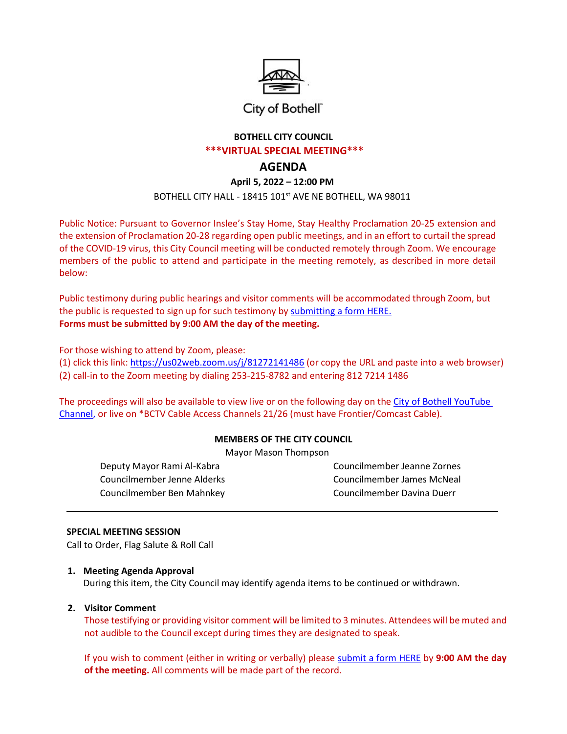City of Bothell™

# BOTHELL CITY COUNCIL

## ***VIRTUAL SPECIAL MEETING***

## AGENDA

**April 5, 2022 – 12:00 PM**

BOTHELL CITY HALL - 18415 101st AVE NE BOTHELL, WA 98011

Public Notice: Pursuant to Governor Inslee's Stay Home, Stay Healthy Proclamation 20-25 extension and the extension of Proclamation 20-28 regarding open public meetings, and in an effort to curtail the spread of the COVID-19 virus, this City Council meeting will be conducted remotely through Zoom. We encourage members of the public to attend and participate in the meeting remotely, as described in more detail below:

Public testimony during public hearings and visitor comments will be accommodated through Zoom, but the public is requested to sign up for such testimony by submitting a form HERE.
**Forms must be submitted by 9:00 AM the day of the meeting.**

For those wishing to attend by Zoom, please:
(1) click this link: https://us02web.zoom.us/j/81272141486 (or copy the URL and paste into a web browser)
(2) call-in to the Zoom meeting by dialing 253-215-8782 and entering 812 7214 1486

The proceedings will also be available to view live or on the following day on the City of Bothell YouTube Channel, or live on *BCTV Cable Access Channels 21/26 (must have Frontier/Comcast Cable).

**MEMBERS OF THE CITY COUNCIL**

Mayor Mason Thompson

Deputy Mayor Rami Al-Kabra
Councilmember Jenne Alderks
Councilmember Ben Mahnkey
Councilmember Jeanne Zornes
Councilmember James McNeal
Councilmember Davina Duerr

---

**SPECIAL MEETING SESSION**

Call to Order, Flag Salute & Roll Call

1. **Meeting Agenda Approval**
   During this item, the City Council may identify agenda items to be continued or withdrawn.

2. **Visitor Comment**
   Those testifying or providing visitor comment will be limited to 3 minutes. Attendees will be muted and not audible to the Council except during times they are designated to speak.

   If you wish to comment (either in writing or verbally) please submit a form HERE by **9:00 AM the day of the meeting.** All comments will be made part of the record.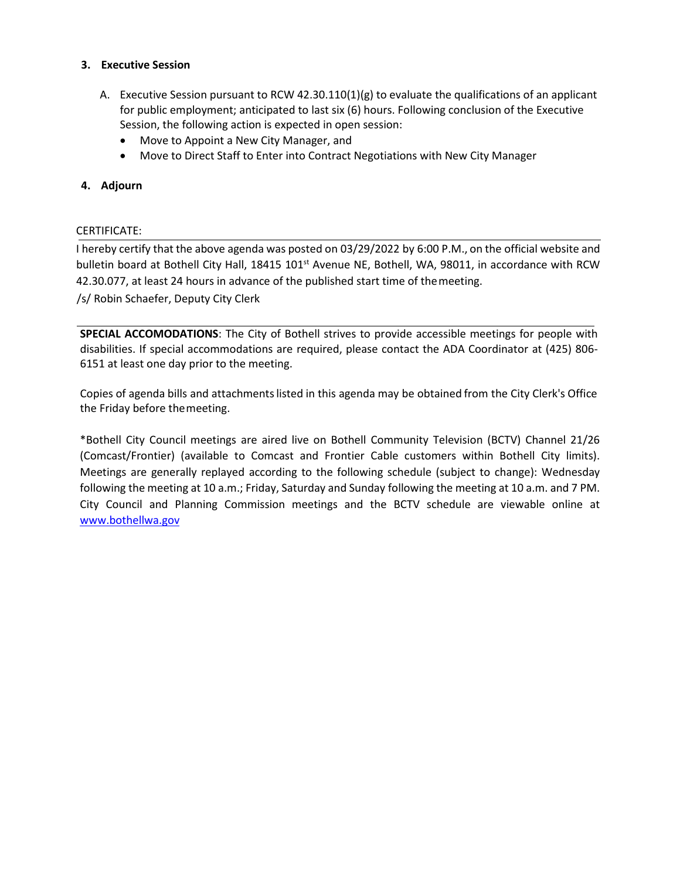### 3. Executive Session

A. Executive Session pursuant to RCW 42.30.110(1)(g) to evaluate the qualifications of an applicant for public employment; anticipated to last six (6) hours. Following conclusion of the Executive Session, the following action is expected in open session:
   - Move to Appoint a New City Manager, and
   - Move to Direct Staff to Enter into Contract Negotiations with New City Manager

### 4. Adjourn

CERTIFICATE:

I hereby certify that the above agenda was posted on 03/29/2022 by 6:00 P.M., on the official website and bulletin board at Bothell City Hall, 18415 101st Avenue NE, Bothell, WA, 98011, in accordance with RCW 42.30.077, at least 24 hours in advance of the published start time of the meeting.

/s/ Robin Schaefer, Deputy City Clerk

---

**SPECIAL ACCOMODATIONS**: The City of Bothell strives to provide accessible meetings for people with disabilities. If special accommodations are required, please contact the ADA Coordinator at (425) 806-6151 at least one day prior to the meeting.

Copies of agenda bills and attachments listed in this agenda may be obtained from the City Clerk's Office the Friday before the meeting.

*Bothell City Council meetings are aired live on Bothell Community Television (BCTV) Channel 21/26 (Comcast/Frontier) (available to Comcast and Frontier Cable customers within Bothell City limits). Meetings are generally replayed according to the following schedule (subject to change): Wednesday following the meeting at 10 a.m.; Friday, Saturday and Sunday following the meeting at 10 a.m. and 7 PM. City Council and Planning Commission meetings and the BCTV schedule are viewable online at www.bothellwa.gov